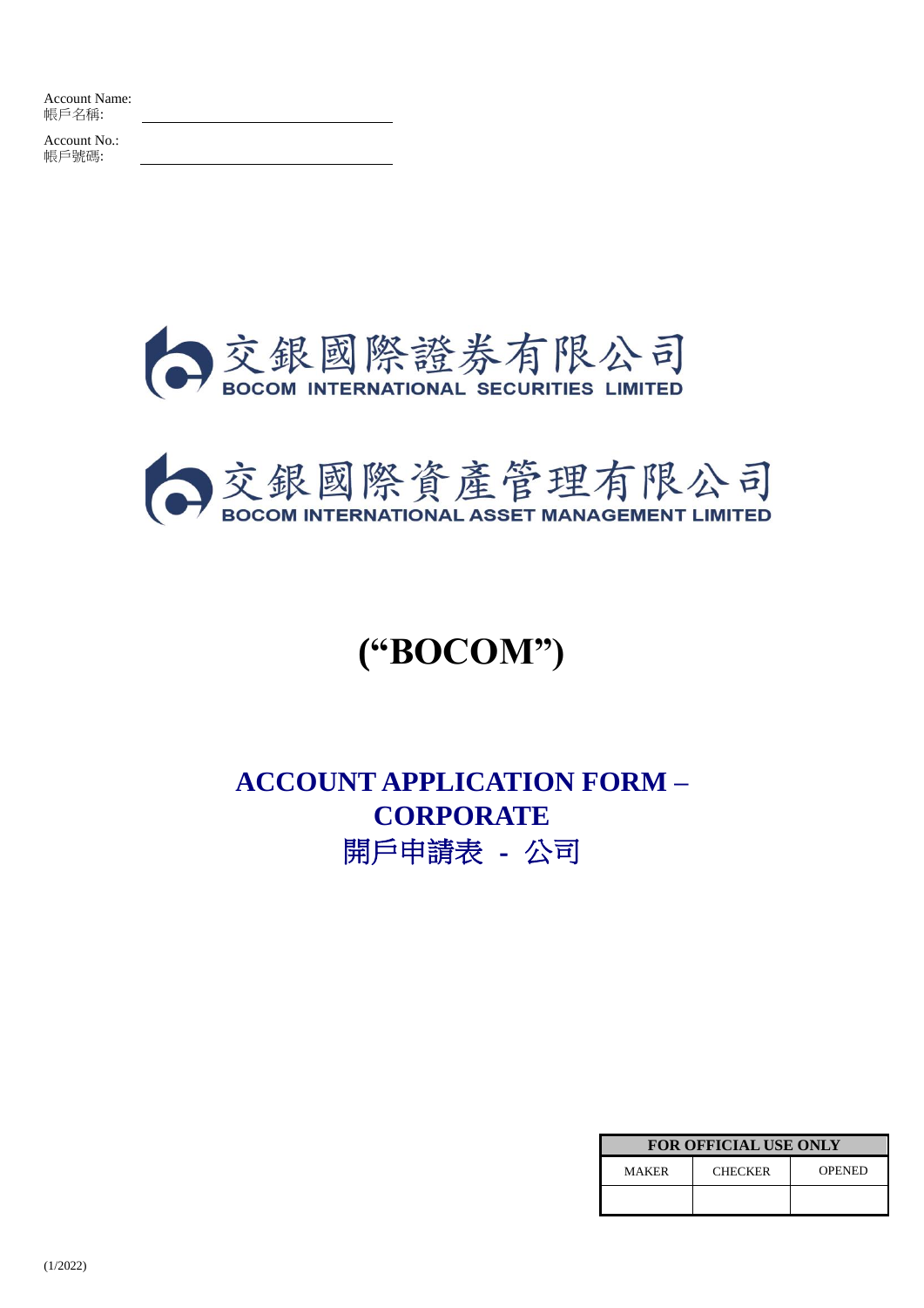Account Name:
帳戶名稱: \_\_\_\_\_\_\_\_\_\_\_\_\_\_\_\_\_\_\_\_\_\_\_\_\_\_\_\_

Account No.:
帳戶號碼: \_\_\_\_\_\_\_\_\_\_\_\_\_\_\_\_\_\_\_\_\_\_\_\_\_\_\_\_

交銀國際證券有限公司
BOCOM INTERNATIONAL SECURITIES LIMITED

交銀國際資產管理有限公司
BOCOM INTERNATIONAL ASSET MANAGEMENT LIMITED

# (“BOCOM”)

## ACCOUNT APPLICATION FORM – CORPORATE
## 開戶申請表 - 公司

| FOR OFFICIAL USE ONLY | | |
|---|---|---|
| MAKER | CHECKER | OPENED |
| | | |

(1/2022)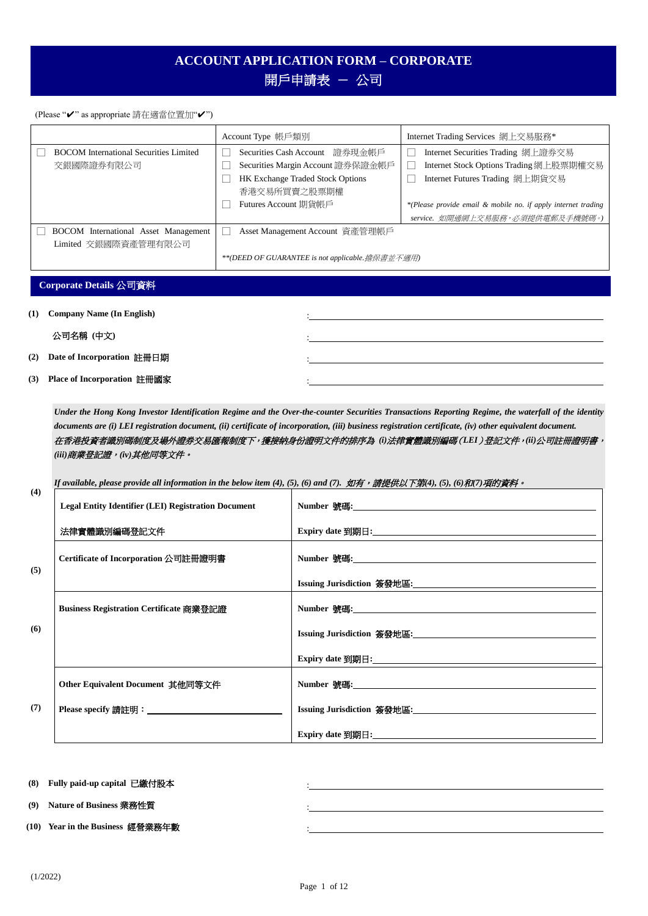# ACCOUNT APPLICATION FORM – CORPORATE
# 開戶申請表 － 公司

(Please "✔" as appropriate 請在適當位置加"✔")

| | Account Type 帳戶類別 | Internet Trading Services 網上交易服務* |
|---|---|---|
| ☐ BOCOM International Securities Limited 交銀國際證券有限公司 | ☐ Securities Cash Account 證券現金帳戶<br>☐ Securities Margin Account 證券保證金帳戶<br>☐ HK Exchange Traded Stock Options 香港交易所買賣之股票期權<br>☐ Futures Account 期貨帳戶 | ☐ Internet Securities Trading 網上證券交易<br>☐ Internet Stock Options Trading 網上股票期權交易<br>☐ Internet Futures Trading 網上期貨交易<br><br>*(Please provide email & mobile no. if apply internet trading service. 如開通網上交易服務，必須提供電郵及手機號碼。) |
| ☐ BOCOM International Asset Management Limited 交銀國際資產管理有限公司 | ☐ Asset Management Account 資產管理帳戶<br><br>**(DEED OF GUARANTEE is not applicable.擔保書並不適用) | |

## Corporate Details 公司資料

**(1) Company Name (In English)** : ____________________

**公司名稱 (中文)** : ____________________

**(2) Date of Incorporation 註冊日期** : ____________________

**(3) Place of Incorporation 註冊國家** : ____________________

***Under the Hong Kong Investor Identification Regime and the Over-the-counter Securities Transactions Reporting Regime, the waterfall of the identity documents are (i) LEI registration document, (ii) certificate of incorporation, (iii) business registration certificate, (iv) other equivalent document.***
***在香港投資者識別碼制度及場外證券交易匯報制度下，獲接納身份證明文件的排序為 (i)法律實體識別編碼(LEI)登記文件，(ii)公司註冊證明書，(iii)商業登記證，(iv)其他同等文件。***

***If available, please provide all information in the below item (4), (5), (6) and (7). 如有，請提供以下第(4), (5), (6)和(7)項的資料。***

| | | |
|---|---|---|
| (4) | **Legal Entity Identifier (LEI) Registration Document**<br>**法律實體識別編碼登記文件** | **Number 號碼:** ____________________<br>**Expiry date 到期日:** ____________________ |
| (5) | **Certificate of Incorporation 公司註冊證明書** | **Number 號碼:** ____________________<br>**Issuing Jurisdiction 簽發地區:** ____________________ |
| (6) | **Business Registration Certificate 商業登記證** | **Number 號碼:** ____________________<br>**Issuing Jurisdiction 簽發地區:** ____________________<br>**Expiry date 到期日:** ____________________ |
| (7) | **Other Equivalent Document 其他同等文件**<br>**Please specify 請註明：** ____________________ | **Number 號碼:** ____________________<br>**Issuing Jurisdiction 簽發地區:** ____________________<br>**Expiry date 到期日:** ____________________ |

**(8) Fully paid-up capital 已繳付股本** : ____________________

**(9) Nature of Business 業務性質** : ____________________

**(10) Year in the Business 經營業務年數** : ____________________

(1/2022)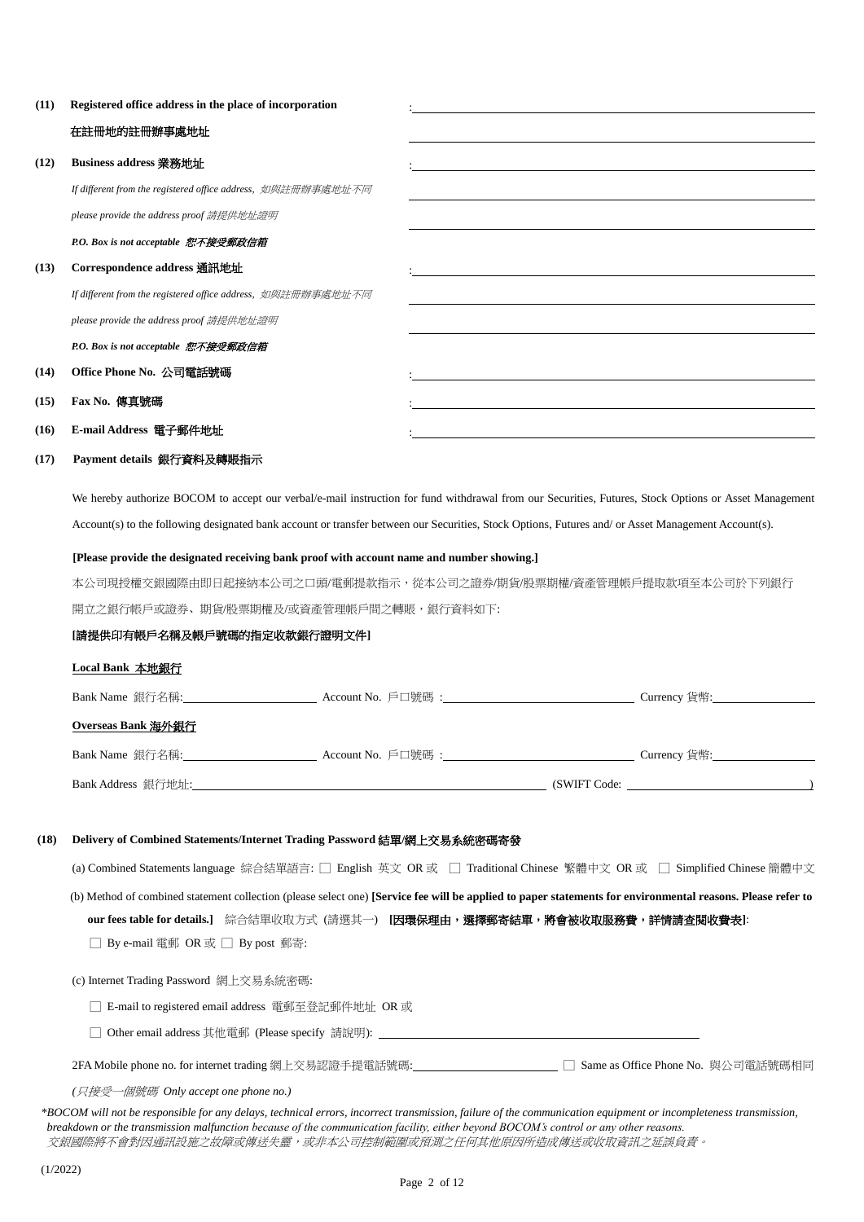**(11) Registered office address in the place of incorporation**
**在註冊地的註冊辦事處地址** : ______________________________

**(12) Business address 業務地址** : ______________________________

*If different from the registered office address, 如與註冊辦事處地址不同*
*please provide the address proof 請提供地址證明*
***P.O. Box is not acceptable 恕不接受郵政信箱***

**(13) Correspondence address 通訊地址** : ______________________________

*If different from the registered office address, 如與註冊辦事處地址不同*
*please provide the address proof 請提供地址證明*
***P.O. Box is not acceptable 恕不接受郵政信箱***

**(14) Office Phone No. 公司電話號碼** : ______________________________

**(15) Fax No. 傳真號碼** : ______________________________

**(16) E-mail Address 電子郵件地址** : ______________________________

**(17) Payment details 銀行資料及轉賬指示**

We hereby authorize BOCOM to accept our verbal/e-mail instruction for fund withdrawal from our Securities, Futures, Stock Options or Asset Management Account(s) to the following designated bank account or transfer between our Securities, Stock Options, Futures and/ or Asset Management Account(s).

**[Please provide the designated receiving bank proof with account name and number showing.]**

本公司現授權交銀國際由即日起接納本公司之口頭/電郵提款指示，從本公司之證券/期貨/股票期權/資產管理帳戶提取款項至本公司於下列銀行開立之銀行帳戶或證券、期貨/股票期權及/或資產管理帳戶間之轉賬，銀行資料如下:

**[請提供印有帳戶名稱及帳戶號碼的指定收款銀行證明文件]**

**Local Bank 本地銀行**

Bank Name 銀行名稱: ____________ Account No. 戶口號碼 : ____________ Currency 貨幣: ____________

**Overseas Bank 海外銀行**

Bank Name 銀行名稱: ____________ Account No. 戶口號碼 : ____________ Currency 貨幣: ____________

Bank Address 銀行地址: ______________________________ (SWIFT Code: ____________)

**(18) Delivery of Combined Statements/Internet Trading Password 結單/網上交易系統密碼寄發**

(a) Combined Statements language 綜合結單語言: ☐ English 英文 OR 或 ☐ Traditional Chinese 繁體中文 OR 或 ☐ Simplified Chinese 簡體中文

(b) Method of combined statement collection (please select one) **[Service fee will be applied to paper statements for environmental reasons. Please refer to our fees table for details.]** 綜合結單收取方式 (請選其一) **[因環保理由，選擇郵寄結單，將會被收取服務費，詳情請查閱收費表]**:

☐ By e-mail 電郵 OR 或 ☐ By post 郵寄:

(c) Internet Trading Password 網上交易系統密碼:

☐ E-mail to registered email address 電郵至登記郵件地址 OR 或

☐ Other email address 其他電郵 (Please specify 請說明): ______________________________

2FA Mobile phone no. for internet trading 網上交易認證手提電話號碼: ____________ ☐ Same as Office Phone No. 與公司電話號碼相同

*(只接受一個號碼 Only accept one phone no.)*

*\*BOCOM will not be responsible for any delays, technical errors, incorrect transmission, failure of the communication equipment or incompleteness transmission, breakdown or the transmission malfunction because of the communication facility, either beyond BOCOM's control or any other reasons.*
*交銀國際將不會對因通訊設施之故障或傳送失靈，或非本公司控制範圍或預測之任何其他原因所造成傳送或收取資訊之延誤負責。*

(1/2022)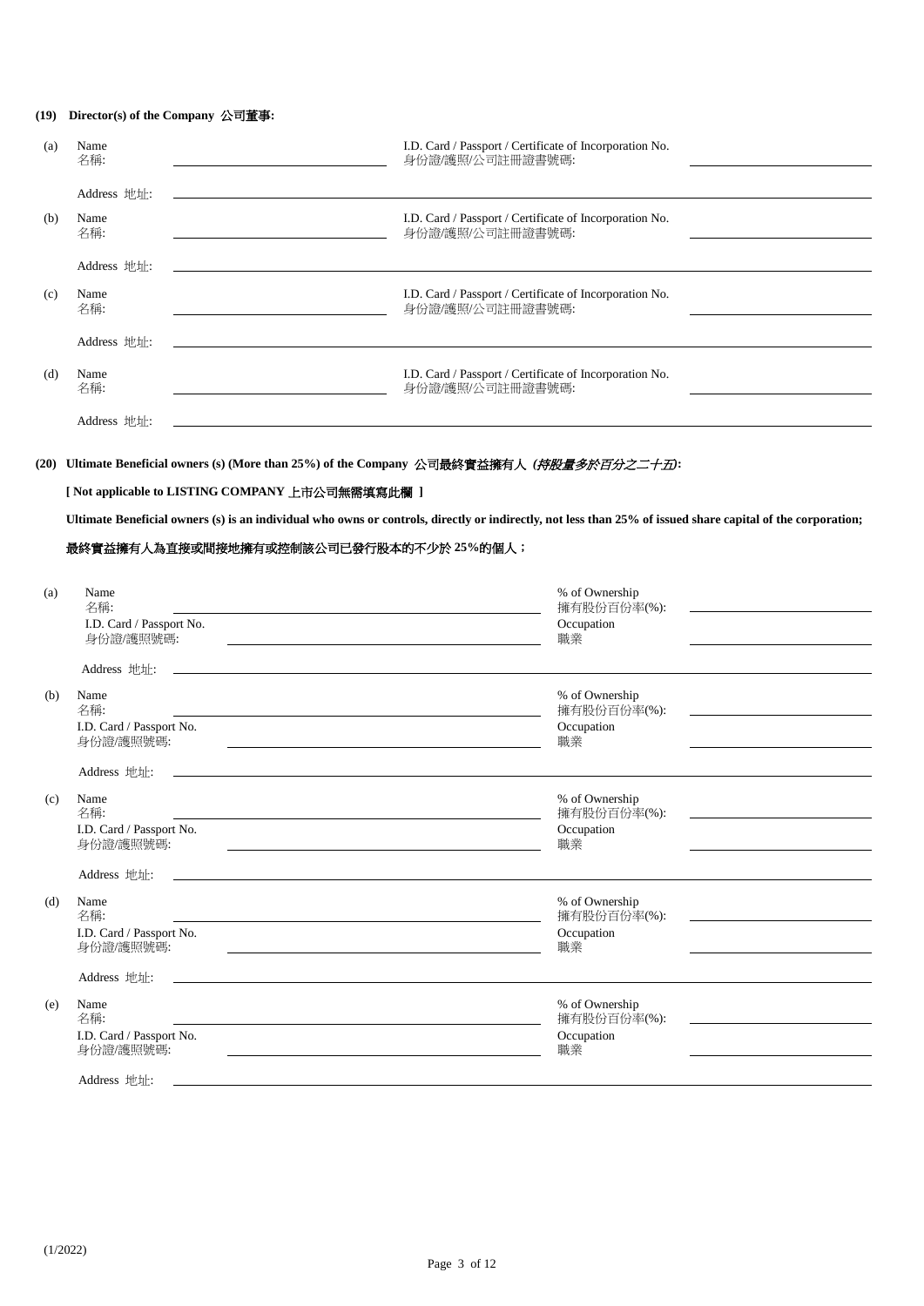**(19) Director(s) of the Company 公司董事:**

(a) Name 名稱: ____________________ I.D. Card / Passport / Certificate of Incorporation No. 身份證/護照/公司註冊證書號碼: ____________________

Address 地址: ____________________

(b) Name 名稱: ____________________ I.D. Card / Passport / Certificate of Incorporation No. 身份證/護照/公司註冊證書號碼: ____________________

Address 地址: ____________________

(c) Name 名稱: ____________________ I.D. Card / Passport / Certificate of Incorporation No. 身份證/護照/公司註冊證書號碼: ____________________

Address 地址: ____________________

(d) Name 名稱: ____________________ I.D. Card / Passport / Certificate of Incorporation No. 身份證/護照/公司註冊證書號碼: ____________________

Address 地址: ____________________

**(20) Ultimate Beneficial owners (s) (More than 25%) of the Company 公司最終實益擁有人 (*持股量多於百分之二十五*):**

**[ Not applicable to LISTING COMPANY 上市公司無需填寫此欄 ]**

**Ultimate Beneficial owners (s) is an individual who owns or controls, directly or indirectly, not less than 25% of issued share capital of the corporation;**

**最終實益擁有人為直接或間接地擁有或控制該公司已發行股本的不少於 25%的個人；**

(a) Name 名稱: ____________________ % of Ownership 擁有股份百份率(%): ____________________

I.D. Card / Passport No. 身份證/護照號碼: ____________________ Occupation 職業 ____________________

Address 地址: ____________________

(b) Name 名稱: ____________________ % of Ownership 擁有股份百份率(%): ____________________

I.D. Card / Passport No. 身份證/護照號碼: ____________________ Occupation 職業 ____________________

Address 地址: ____________________

(c) Name 名稱: ____________________ % of Ownership 擁有股份百份率(%): ____________________

I.D. Card / Passport No. 身份證/護照號碼: ____________________ Occupation 職業 ____________________

Address 地址: ____________________

(d) Name 名稱: ____________________ % of Ownership 擁有股份百份率(%): ____________________

I.D. Card / Passport No. 身份證/護照號碼: ____________________ Occupation 職業 ____________________

Address 地址: ____________________

(e) Name 名稱: ____________________ % of Ownership 擁有股份百份率(%): ____________________

I.D. Card / Passport No. 身份證/護照號碼: ____________________ Occupation 職業 ____________________

Address 地址: ____________________

(1/2022)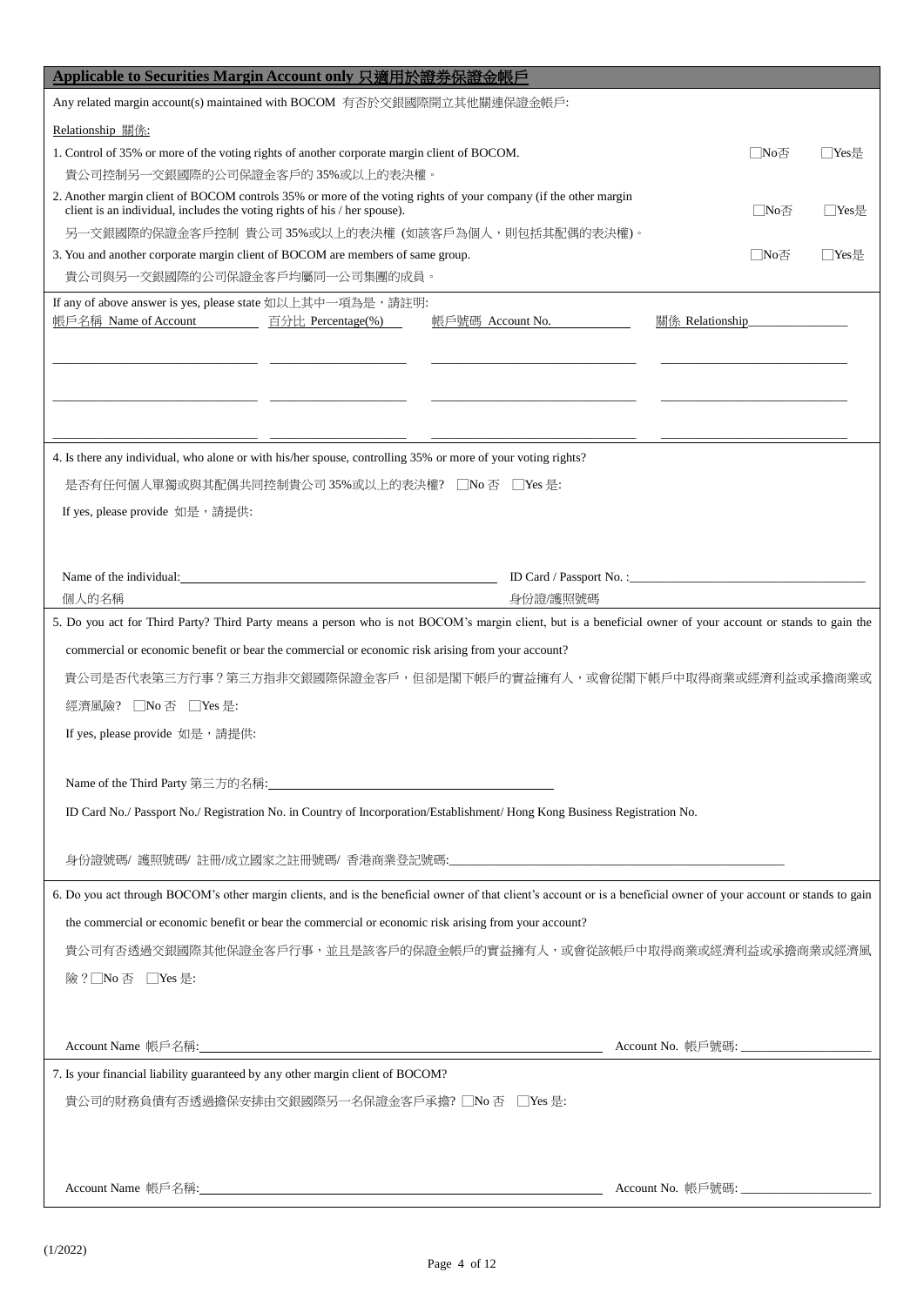## Applicable to Securities Margin Account only 只適用於證券保證金帳戶

Any related margin account(s) maintained with BOCOM 有否於交銀國際開立其他關連保證金帳戶:

Relationship 關係:

1. Control of 35% or more of the voting rights of another corporate margin client of BOCOM. ☐No否 ☐Yes是
   貴公司控制另一交銀國際的公司保證金客戶的 35%或以上的表決權。

2. Another margin client of BOCOM controls 35% or more of the voting rights of your company (if the other margin client is an individual, includes the voting rights of his / her spouse). ☐No否 ☐Yes是
   另一交銀國際的保證金客戶控制 貴公司 35%或以上的表決權 (如該客戶為個人，則包括其配偶的表決權)。

3. You and another corporate margin client of BOCOM are members of same group. ☐No否 ☐Yes是
   貴公司與另一交銀國際的公司保證金客戶均屬同一公司集團的成員。

If any of above answer is yes, please state 如以上其中一項為是，請註明:

| 帳戶名稱 Name of Account | 百分比 Percentage(%) | 帳戶號碼 Account No. | 關係 Relationship |
|---|---|---|---|
| | | | |
| | | | |
| | | | |

4. Is there any individual, who alone or with his/her spouse, controlling 35% or more of your voting rights?
   是否有任何個人單獨或與其配偶共同控制貴公司 35%或以上的表決權? ☐No 否 ☐Yes 是:
   If yes, please provide 如是，請提供:

   Name of the individual: ______________________ ID Card / Passport No. : ______________________
   個人的名稱 身份證/護照號碼

5. Do you act for Third Party? Third Party means a person who is not BOCOM's margin client, but is a beneficial owner of your account or stands to gain the commercial or economic benefit or bear the commercial or economic risk arising from your account?
   貴公司是否代表第三方行事？第三方指非交銀國際保證金客戶，但卻是閣下帳戶的實益擁有人，或會從閣下帳戶中取得商業或經濟利益或承擔商業或經濟風險? ☐No 否 ☐Yes 是:
   If yes, please provide 如是，請提供:

   Name of the Third Party 第三方的名稱: ______________________

   ID Card No./ Passport No./ Registration No. in Country of Incorporation/Establishment/ Hong Kong Business Registration No.

   身份證號碼/ 護照號碼/ 註冊/成立國家之註冊號碼/ 香港商業登記號碼: ______________________

6. Do you act through BOCOM's other margin clients, and is the beneficial owner of that client's account or is a beneficial owner of your account or stands to gain the commercial or economic benefit or bear the commercial or economic risk arising from your account?
   貴公司有否透過交銀國際其他保證金客戶行事，並且是該客戶的保證金帳戶的實益擁有人，或會從該帳戶中取得商業或經濟利益或承擔商業或經濟風險？☐No 否 ☐Yes 是:

   Account Name 帳戶名稱: ______________________ Account No. 帳戶號碼: ______________________

7. Is your financial liability guaranteed by any other margin client of BOCOM?
   貴公司的財務負債有否透過擔保安排由交銀國際另一名保證金客戶承擔? ☐No 否 ☐Yes 是:

   Account Name 帳戶名稱: ______________________ Account No. 帳戶號碼: ______________________

(1/2022)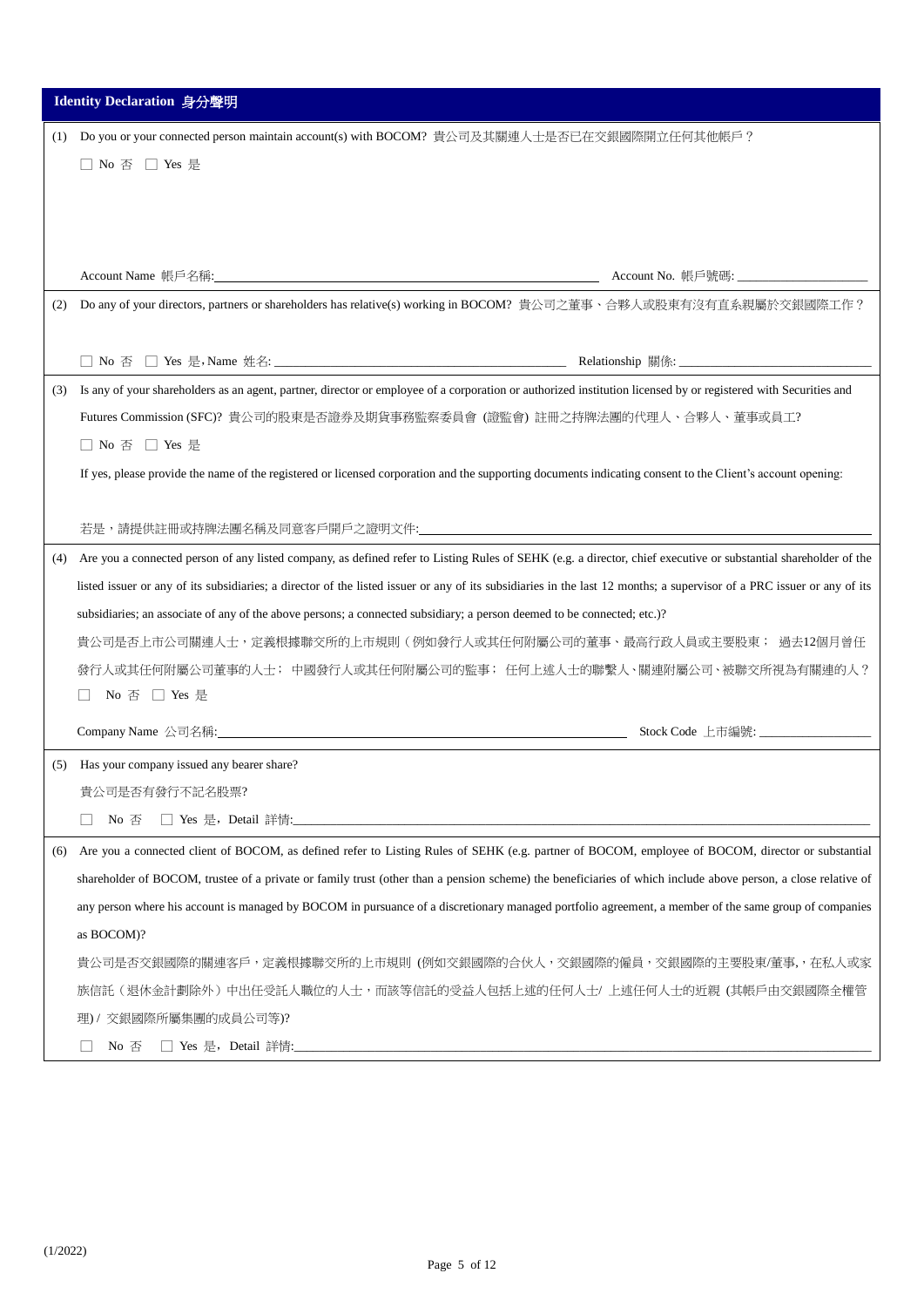## Identity Declaration 身分聲明

(1) Do you or your connected person maintain account(s) with BOCOM? 貴公司及其關連人士是否已在交銀國際開立任何其他帳戶？

☐ No 否 ☐ Yes 是

Account Name 帳戶名稱:\_\_\_\_\_\_\_\_\_\_\_\_\_\_\_\_ Account No. 帳戶號碼: \_\_\_\_\_\_\_\_\_\_\_\_\_\_\_\_

(2) Do any of your directors, partners or shareholders has relative(s) working in BOCOM? 貴公司之董事、合夥人或股東有沒有直系親屬於交銀國際工作？

☐ No 否 ☐ Yes 是, Name 姓名: \_\_\_\_\_\_\_\_\_\_\_\_\_\_\_\_ Relationship 關係: \_\_\_\_\_\_\_\_\_\_\_\_\_\_\_\_

(3) Is any of your shareholders as an agent, partner, director or employee of a corporation or authorized institution licensed by or registered with Securities and Futures Commission (SFC)? 貴公司的股東是否證券及期貨事務監察委員會 (證監會) 註冊之持牌法團的代理人、合夥人、董事或員工?

☐ No 否 ☐ Yes 是

If yes, please provide the name of the registered or licensed corporation and the supporting documents indicating consent to the Client's account opening:

若是，請提供註冊或持牌法團名稱及同意客戶開戶之證明文件:\_\_\_\_\_\_\_\_\_\_\_\_\_\_\_\_

(4) Are you a connected person of any listed company, as defined refer to Listing Rules of SEHK (e.g. a director, chief executive or substantial shareholder of the listed issuer or any of its subsidiaries; a director of the listed issuer or any of its subsidiaries in the last 12 months; a supervisor of a PRC issuer or any of its subsidiaries; an associate of any of the above persons; a connected subsidiary; a person deemed to be connected; etc.)?

貴公司是否上市公司關連人士，定義根據聯交所的上市規則（例如發行人或其任何附屬公司的董事、最高行政人員或主要股東； 過去12個月曾任發行人或其任何附屬公司董事的人士； 中國發行人或其任何附屬公司的監事； 任何上述人士的聯繫人、關連附屬公司、被聯交所視為有關連的人？

☐ No 否 ☐ Yes 是

Company Name 公司名稱:\_\_\_\_\_\_\_\_\_\_\_\_\_\_\_\_ Stock Code 上市編號: \_\_\_\_\_\_\_\_\_\_\_\_\_\_\_\_

(5) Has your company issued any bearer share?

貴公司是否有發行不記名股票?

☐ No 否 ☐ Yes 是，Detail 詳情:\_\_\_\_\_\_\_\_\_\_\_\_\_\_\_\_

(6) Are you a connected client of BOCOM, as defined refer to Listing Rules of SEHK (e.g. partner of BOCOM, employee of BOCOM, director or substantial shareholder of BOCOM, trustee of a private or family trust (other than a pension scheme) the beneficiaries of which include above person, a close relative of any person where his account is managed by BOCOM in pursuance of a discretionary managed portfolio agreement, a member of the same group of companies as BOCOM)?

貴公司是否交銀國際的關連客戶，定義根據聯交所的上市規則 (例如交銀國際的合伙人，交銀國際的僱員，交銀國際的主要股東/董事，在私人或家族信託（退休金計劃除外）中出任受託人職位的人士，而該等信託的受益人包括上述的任何人士/ 上述任何人士的近親 (其帳戶由交銀國際全權管理) / 交銀國際所屬集團的成員公司等)?

☐ No 否 ☐ Yes 是，Detail 詳情:\_\_\_\_\_\_\_\_\_\_\_\_\_\_\_\_

(1/2022)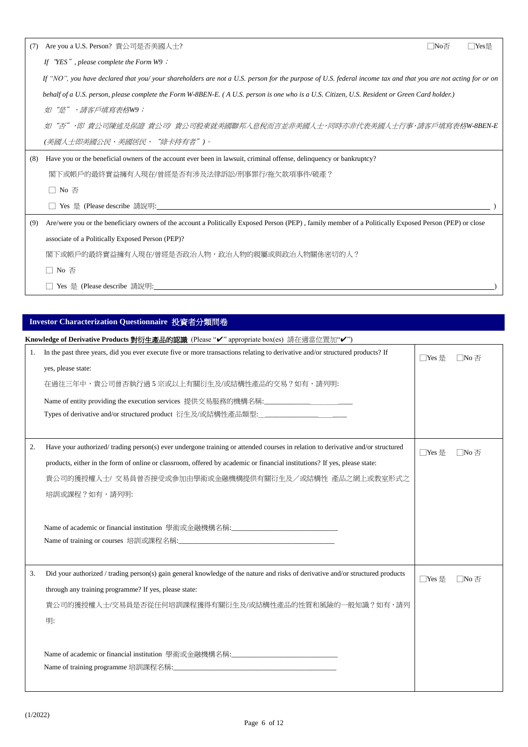| | | |
|---|---|---|
| (7) | Are you a U.S. Person? 貴公司是否美國人士?<br><br>*If "YES", please complete the Form W9；*<br><br>*If "NO", you have declared that you/ your shareholders are not a U.S. person for the purpose of U.S. federal income tax and that you are not acting for or on behalf of a U.S. person, please complete the Form W-8BEN-E. ( A U.S. person is one who is a U.S. Citizen, U.S. Resident or Green Card holder.)*<br><br>*如"是"，請客戶填寫表格W9；*<br><br>*如"否"，即 貴公司陳述及保證 貴公司/ 貴公司股東就美國聯邦入息稅而言並非美國人士，同時亦非代表美國人士行事，請客戶填寫表格W-8BEN-E (美國人士即美國公民、美國居民、"綠卡持有者")。* | ☐No否 ☐Yes是 |
| (8) | Have you or the beneficial owners of the account ever been in lawsuit, criminal offense, delinquency or bankruptcy?<br><br>閣下或帳戶的最終實益擁有人現在/曾經是否有涉及法律訴訟/刑事罪行/拖欠款項事件/破產？<br><br>☐ No 否<br><br>☐ Yes 是 (Please describe 請說明:\_\_\_\_\_\_\_\_\_\_\_\_\_\_\_\_\_\_\_\_\_\_\_\_\_\_\_\_\_\_) | |
| (9) | Are/were you or the beneficiary owners of the account a Politically Exposed Person (PEP) , family member of a Politically Exposed Person (PEP) or close associate of a Politically Exposed Person (PEP)?<br><br>閣下或帳戶的最終實益擁有人現在/曾經是否政治人物，政治人物的親屬或與政治人物關係密切的人？<br><br>☐ No 否<br><br>☐ Yes 是 (Please describe 請說明:\_\_\_\_\_\_\_\_\_\_\_\_\_\_\_\_\_\_\_\_\_\_\_\_\_\_\_\_\_\_) | |

## Investor Characterization Questionnaire 投資者分類問卷

**Knowledge of Derivative Products 對衍生產品的認識** (Please "✔" appropriate box(es) 請在適當位置加"✔")

| | | |
|---|---|---|
| 1. | In the past three years, did you ever execute five or more transactions relating to derivative and/or structured products? If yes, please state:<br><br>在過往三年中，貴公司曾否執行過 5 宗或以上有關衍生及/或結構性產品的交易？如有，請列明:<br><br>Name of entity providing the execution services 提供交易服務的機構名稱:\_\_\_\_\_\_\_\_\_\_\_\_\_\_\_\_\_\_\_\_<br><br>Types of derivative and/or structured product 衍生及/或結構性產品類型:\_\_\_\_\_\_\_\_\_\_\_\_\_\_\_\_\_\_\_\_ | ☐Yes 是 ☐No 否 |
| 2. | Have your authorized/ trading person(s) ever undergone training or attended courses in relation to derivative and/or structured products, either in the form of online or classroom, offered by academic or financial institutions? If yes, please state:<br><br>貴公司的獲授權人士/ 交易員曾否接受或參加由學術或金融機構提供有關衍生及／或結構性 產品之網上或教室形式之培訓或課程？如有，請列明:<br><br>Name of academic or financial institution 學術或金融機構名稱:\_\_\_\_\_\_\_\_\_\_\_\_\_\_\_\_\_\_\_\_<br><br>Name of training or courses 培訓或課程名稱:\_\_\_\_\_\_\_\_\_\_\_\_\_\_\_\_\_\_\_\_ | ☐Yes 是 ☐No 否 |
| 3. | Did your authorized / trading person(s) gain general knowledge of the nature and risks of derivative and/or structured products through any training programme? If yes, please state:<br><br>貴公司的獲授權人士/交易員是否從任何培訓課程獲得有關衍生及/或結構性產品的性質和風險的一般知識？如有，請列明:<br><br>Name of academic or financial institution 學術或金融機構名稱:\_\_\_\_\_\_\_\_\_\_\_\_\_\_\_\_\_\_\_\_<br><br>Name of training programme 培訓課程名稱:\_\_\_\_\_\_\_\_\_\_\_\_\_\_\_\_\_\_\_\_ | ☐Yes 是 ☐No 否 |

(1/2022)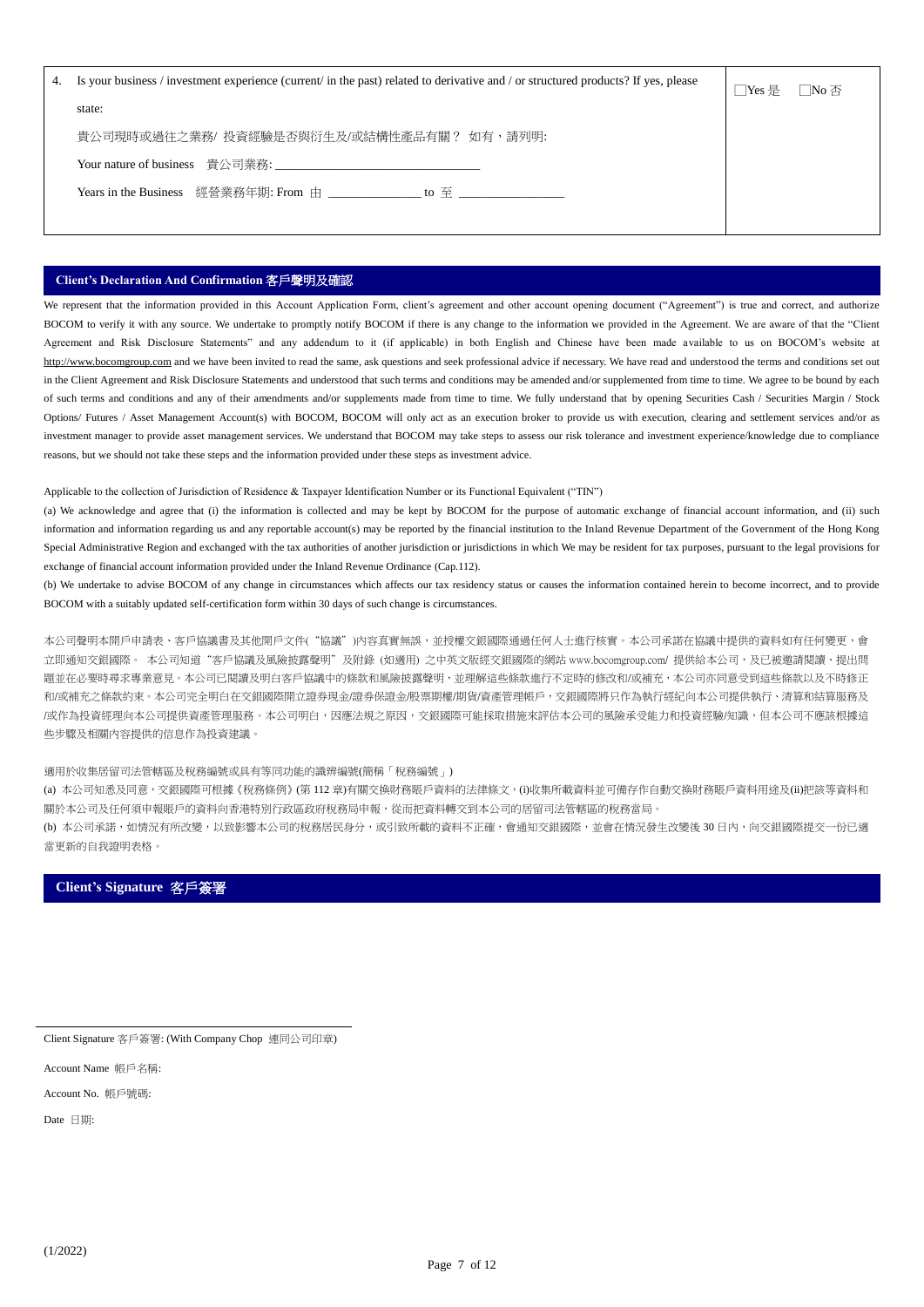| | |
|---|---|
| 4. Is your business / investment experience (current/ in the past) related to derivative and / or structured products? If yes, please state:<br>貴公司現時或過往之業務/ 投資經驗是否與衍生及/或結構性產品有關？ 如有，請列明:<br>Your nature of business 貴公司業務: ______________________________<br>Years in the Business 經營業務年期: From 由 ______________ to 至 ________________ | ☐Yes 是 ☐No 否 |

## Client's Declaration And Confirmation 客戶聲明及確認

We represent that the information provided in this Account Application Form, client's agreement and other account opening document ("Agreement") is true and correct, and authorize BOCOM to verify it with any source. We undertake to promptly notify BOCOM if there is any change to the information we provided in the Agreement. We are aware of that the "Client Agreement and Risk Disclosure Statements" and any addendum to it (if applicable) in both English and Chinese have been made available to us on BOCOM's website at http://www.bocomgroup.com and we have been invited to read the same, ask questions and seek professional advice if necessary. We have read and understood the terms and conditions set out in the Client Agreement and Risk Disclosure Statements and understood that such terms and conditions may be amended and/or supplemented from time to time. We agree to be bound by each of such terms and conditions and any of their amendments and/or supplements made from time to time. We fully understand that by opening Securities Cash / Securities Margin / Stock Options/ Futures / Asset Management Account(s) with BOCOM, BOCOM will only act as an execution broker to provide us with execution, clearing and settlement services and/or as investment manager to provide asset management services. We understand that BOCOM may take steps to assess our risk tolerance and investment experience/knowledge due to compliance reasons, but we should not take these steps and the information provided under these steps as investment advice.

Applicable to the collection of Jurisdiction of Residence & Taxpayer Identification Number or its Functional Equivalent ("TIN")

(a) We acknowledge and agree that (i) the information is collected and may be kept by BOCOM for the purpose of automatic exchange of financial account information, and (ii) such information and information regarding us and any reportable account(s) may be reported by the financial institution to the Inland Revenue Department of the Government of the Hong Kong Special Administrative Region and exchanged with the tax authorities of another jurisdiction or jurisdictions in which We may be resident for tax purposes, pursuant to the legal provisions for exchange of financial account information provided under the Inland Revenue Ordinance (Cap.112).

(b) We undertake to advise BOCOM of any change in circumstances which affects our tax residency status or causes the information contained herein to become incorrect, and to provide BOCOM with a suitably updated self-certification form within 30 days of such change is circumstances.

本公司聲明本開戶申請表、客戶協議書及其他開戶文件("協議")內容真實無誤，並授權交銀國際通過任何人士進行核實。本公司承諾在協議中提供的資料如有任何變更，會立即通知交銀國際。 本公司知道"客戶協議及風險披露聲明"及附錄 (如適用) 之中英文版經交銀國際的網站 www.bocomgroup.com/ 提供給本公司，及已被邀請閱讀、提出問題並在必要時尋求專業意見。本公司已閱讀及明白客戶協議中的條款和風險披露聲明，並理解這些條款進行不定時的修改和/或補充，本公司亦同意受到這些條款以及不時修正和/或補充之條款約束。本公司完全明白在交銀國際開立證券現金/證券保證金/股票期權/期貨/資產管理帳戶，交銀國際將只作為執行經紀向本公司提供執行、清算和結算服務及/或作為投資經理向本公司提供資產管理服務。本公司明白，因應法規之原因，交銀國際可能採取措施來評估本公司的風險承受能力和投資經驗/知識，但本公司不應該根據這些步驟及相關內容提供的信息作為投資建議。

適用於收集居留司法管轄區及稅務編號或具有等同功能的識辨編號(簡稱「稅務編號」)

(a) 本公司知悉及同意，交銀國際可根據《稅務條例》(第 112 章)有關交換財務賬戶資料的法律條文，(i)收集所載資料並可備存作自動交換財務賬戶資料用途及(ii)把該等資料和關於本公司及任何須申報賬戶的資料向香港特別行政區政府稅務局申報，從而把資料轉交到本公司的居留司法管轄區的稅務當局。

(b) 本公司承諾，如情況有所改變，以致影響本公司的稅務居民身分，或引致所載的資料不正確，會通知交銀國際，並會在情況發生改變後 30 日內，向交銀國際提交一份已適當更新的自我證明表格。

## Client's Signature 客戶簽署

______________________________

Client Signature 客戶簽署: (With Company Chop 連同公司印章)

Account Name 帳戶名稱:

Account No. 帳戶號碼:

Date 日期:

(1/2022)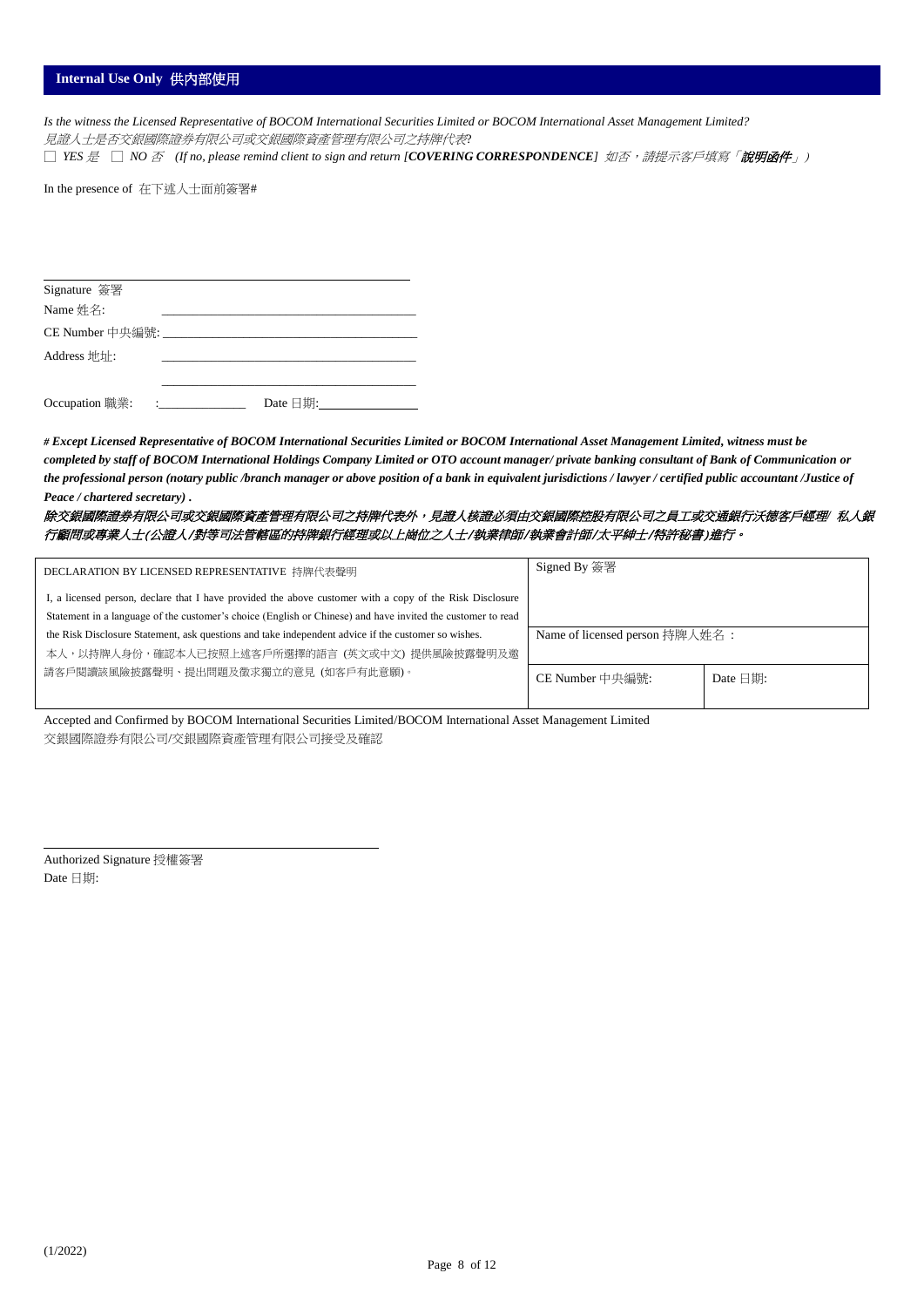## Internal Use Only 供內部使用

*Is the witness the Licensed Representative of BOCOM International Securities Limited or BOCOM International Asset Management Limited?*
*見證人士是否交銀國際證券有限公司或交銀國際資產管理有限公司之持牌代表?*
☐ *YES 是* ☐ *NO 否 (If no, please remind client to sign and return **[COVERING CORRESPONDENCE]** 如否，請提示客戶填寫「**說明函件**」)*

In the presence of 在下述人士面前簽署#

Signature 簽署

Name 姓名: ______________________

CE Number 中央編號: ______________________

Address 地址: ______________________

______________________

Occupation 職業: : ______________ Date 日期: ______________

***# Except Licensed Representative of BOCOM International Securities Limited or BOCOM International Asset Management Limited, witness must be completed by staff of BOCOM International Holdings Company Limited or OTO account manager/ private banking consultant of Bank of Communication or the professional person (notary public /branch manager or above position of a bank in equivalent jurisdictions / lawyer / certified public accountant /Justice of Peace / chartered secretary) .***

***除交銀國際證券有限公司或交銀國際資產管理有限公司之持牌代表外，見證人核證必須由交銀國際控股有限公司之員工或交通銀行沃德客戶經理/ 私人銀行顧問或專業人士(公證人/對等司法管轄區的持牌銀行經理或以上崗位之人士/執業律師/執業會計師/太平紳士/特許秘書)進行。***

| | | |
|---|---|---|
| DECLARATION BY LICENSED REPRESENTATIVE 持牌代表聲明<br><br>I, a licensed person, declare that I have provided the above customer with a copy of the Risk Disclosure Statement in a language of the customer's choice (English or Chinese) and have invited the customer to read the Risk Disclosure Statement, ask questions and take independent advice if the customer so wishes.<br>本人，以持牌人身份，確認本人已按照上述客戶所選擇的語言 (英文或中文) 提供風險披露聲明及邀請客戶閱讀該風險披露聲明、提出問題及徵求獨立的意見 (如客戶有此意願)。 | Signed By 簽署 | |
| | Name of licensed person 持牌人姓名： | |
| | CE Number 中央編號: | Date 日期: |

Accepted and Confirmed by BOCOM International Securities Limited/BOCOM International Asset Management Limited
交銀國際證券有限公司/交銀國際資產管理有限公司接受及確認

Authorized Signature 授權簽署
Date 日期:

(1/2022)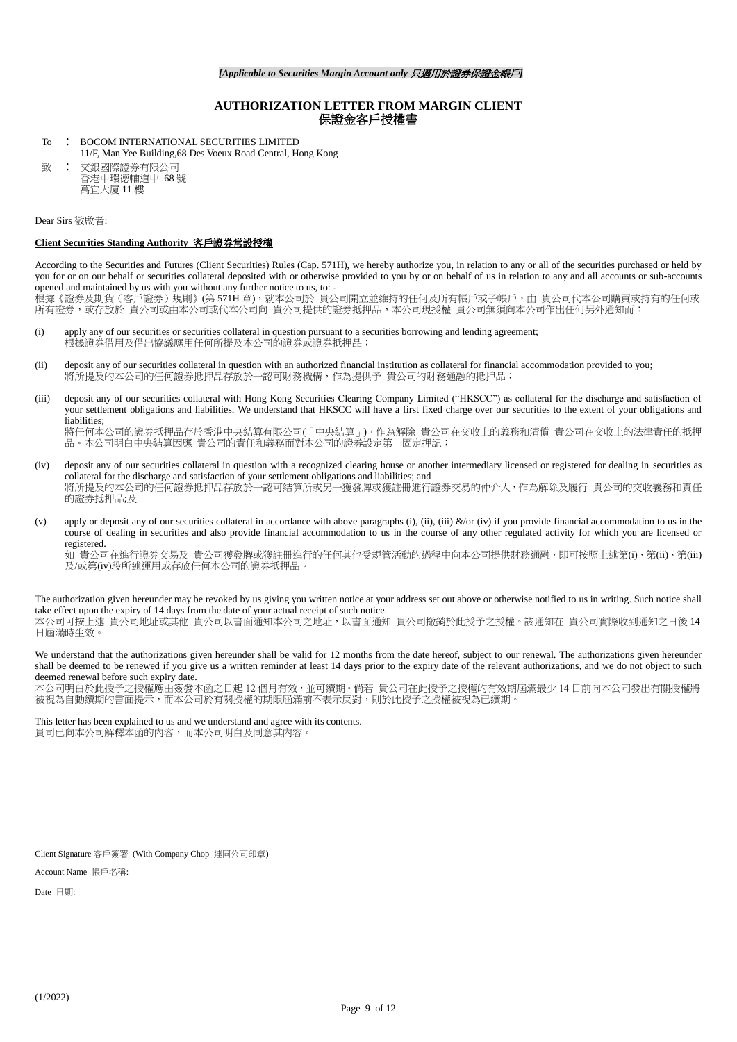*[Applicable to Securities Margin Account only 只適用於證券保證金帳戶]*

# AUTHORIZATION LETTER FROM MARGIN CLIENT
# 保證金客戶授權書

To ： BOCOM INTERNATIONAL SECURITIES LIMITED
11/F, Man Yee Building,68 Des Voeux Road Central, Hong Kong

致 ： 交銀國際證券有限公司
香港中環德輔道中 68 號
萬宜大廈 11 樓

Dear Sirs 敬啟者:

**Client Securities Standing Authority 客戶證券常設授權**

According to the Securities and Futures (Client Securities) Rules (Cap. 571H), we hereby authorize you, in relation to any or all of the securities purchased or held by you for or on our behalf or securities collateral deposited with or otherwise provided to you by or on behalf of us in relation to any and all accounts or sub-accounts opened and maintained by us with you without any further notice to us, to: -
根據《證券及期貨（客戶證券）規則》(第 571H 章)，就本公司於 貴公司開立並維持的任何及所有帳戶或子帳戶，由 貴公司代本公司購買或持有的任何或所有證券，或存放於 貴公司或由本公司或代本公司向 貴公司提供的證券抵押品，本公司現授權 貴公司無須向本公司作出任何另外通知而：

(i) apply any of our securities or securities collateral in question pursuant to a securities borrowing and lending agreement;
根據證券借用及借出協議應用任何所提及本公司的證券或證券抵押品；

(ii) deposit any of our securities collateral in question with an authorized financial institution as collateral for financial accommodation provided to you;
將所提及的本公司的任何證券抵押品存放於一認可財務機構，作為提供予 貴公司的財務通融的抵押品；

(iii) deposit any of our securities collateral with Hong Kong Securities Clearing Company Limited ("HKSCC") as collateral for the discharge and satisfaction of your settlement obligations and liabilities. We understand that HKSCC will have a first fixed charge over our securities to the extent of your obligations and liabilities;
將任何本公司的證券抵押品存於香港中央結算有限公司(「中央結算」)，作為解除 貴公司在交收上的義務和清償 貴公司在交收上的法律責任的抵押品。本公司明白中央結算因應 貴公司的責任和義務而對本公司的證券設定第一固定押記；

(iv) deposit any of our securities collateral in question with a recognized clearing house or another intermediary licensed or registered for dealing in securities as collateral for the discharge and satisfaction of your settlement obligations and liabilities; and
將所提及的本公司的任何證券抵押品存放於一認可結算所或另一獲發牌或獲註冊進行證券交易的仲介人，作為解除及履行 貴公司的交收義務和責任的證券抵押品;及

(v) apply or deposit any of our securities collateral in accordance with above paragraphs (i), (ii), (iii) &/or (iv) if you provide financial accommodation to us in the course of dealing in securities and also provide financial accommodation to us in the course of any other regulated activity for which you are licensed or registered.
如 貴公司在進行證券交易及 貴公司獲發牌或獲註冊進行的任何其他受規管活動的過程中向本公司提供財務通融，即可按照上述第(i)、第(ii)、第(iii)及/或第(iv)段所述運用或存放任何本公司的證券抵押品。

The authorization given hereunder may be revoked by us giving you written notice at your address set out above or otherwise notified to us in writing. Such notice shall take effect upon the expiry of 14 days from the date of your actual receipt of such notice.
本公司可按上述 貴公司地址或其他 貴公司以書面通知本公司之地址，以書面通知 貴公司撤銷於此授予之授權。該通知在 貴公司實際收到通知之日後 14 日屆滿時生效。

We understand that the authorizations given hereunder shall be valid for 12 months from the date hereof, subject to our renewal. The authorizations given hereunder shall be deemed to be renewed if you give us a written reminder at least 14 days prior to the expiry date of the relevant authorizations, and we do not object to such deemed renewal before such expiry date.
本公司明白於此授予之授權應由簽發本函之日起 12 個月有效，並可續期。倘若 貴公司在此授予之授權的有效期屆滿最少 14 日前向本公司發出有關授權將被視為自動續期的書面提示，而本公司於有關授權的期限屆滿前不表示反對，則於此授予之授權被視為已續期。

This letter has been explained to us and we understand and agree with its contents.
貴司已向本公司解釋本函的內容，而本公司明白及同意其內容。

Client Signature 客戶簽署 (With Company Chop 連同公司印章)

Account Name 帳戶名稱:

Date 日期:

(1/2022)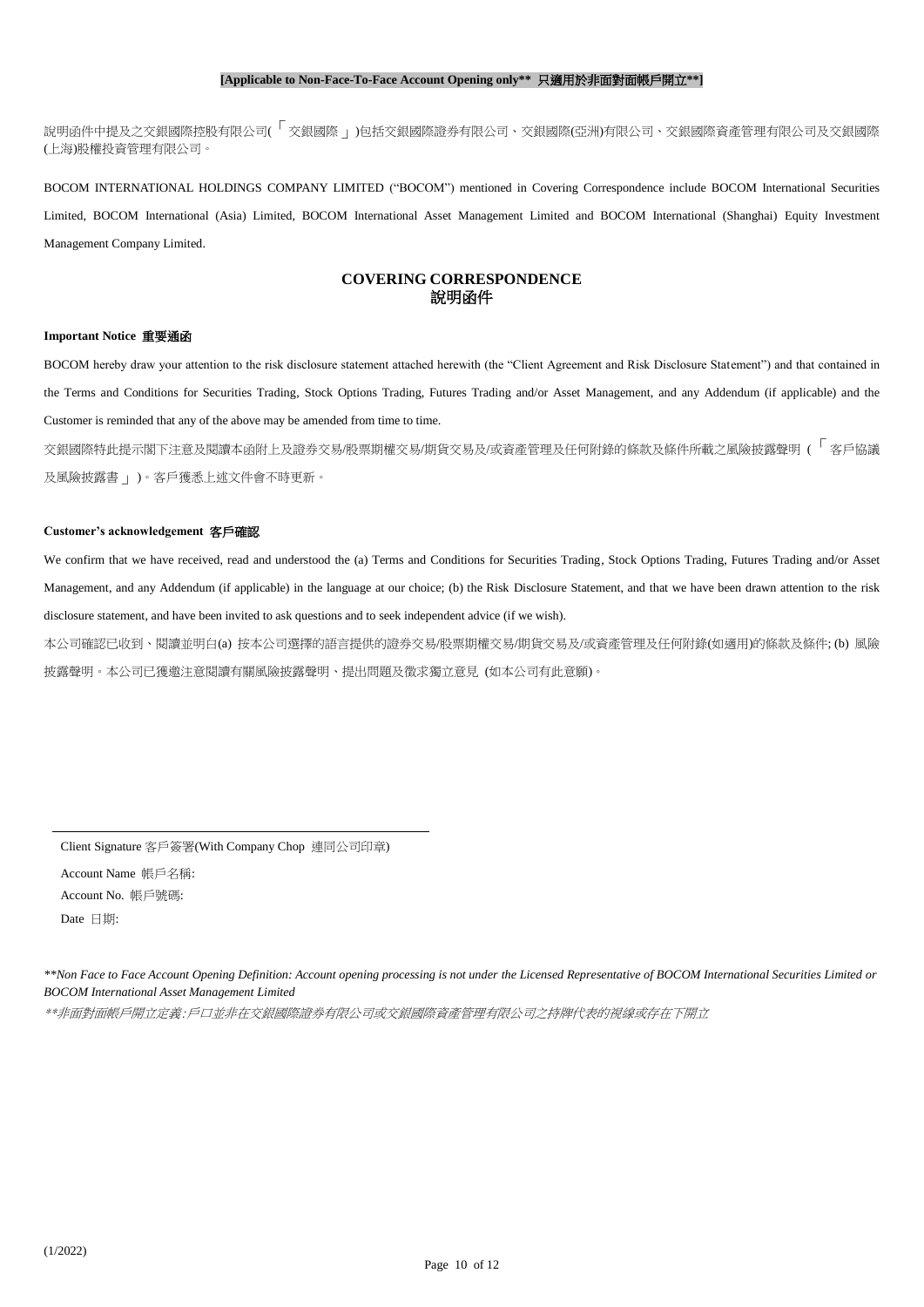**[Applicable to Non-Face-To-Face Account Opening only** 只適用於非面對面帳戶開立**]**

說明函件中提及之交銀國際控股有限公司(「交銀國際」)包括交銀國際證券有限公司、交銀國際(亞洲)有限公司、交銀國際資產管理有限公司及交銀國際(上海)股權投資管理有限公司。

BOCOM INTERNATIONAL HOLDINGS COMPANY LIMITED ("BOCOM") mentioned in Covering Correspondence include BOCOM International Securities Limited, BOCOM International (Asia) Limited, BOCOM International Asset Management Limited and BOCOM International (Shanghai) Equity Investment Management Company Limited.

# COVERING CORRESPONDENCE
# 說明函件

**Important Notice 重要通函**

BOCOM hereby draw your attention to the risk disclosure statement attached herewith (the "Client Agreement and Risk Disclosure Statement") and that contained in the Terms and Conditions for Securities Trading, Stock Options Trading, Futures Trading and/or Asset Management, and any Addendum (if applicable) and the Customer is reminded that any of the above may be amended from time to time.

交銀國際特此提示閣下注意及閱讀本函附上及證券交易/股票期權交易/期貨交易及/或資產管理及任何附錄的條款及條件所載之風險披露聲明 (「客戶協議及風險披露書」)。客戶獲悉上述文件會不時更新。

**Customer's acknowledgement 客戶確認**

We confirm that we have received, read and understood the (a) Terms and Conditions for Securities Trading, Stock Options Trading, Futures Trading and/or Asset Management, and any Addendum (if applicable) in the language at our choice; (b) the Risk Disclosure Statement, and that we have been drawn attention to the risk disclosure statement, and have been invited to ask questions and to seek independent advice (if we wish).

本公司確認已收到、閱讀並明白(a) 按本公司選擇的語言提供的證券交易/股票期權交易/期貨交易及/或資產管理及任何附錄(如適用)的條款及條件; (b) 風險披露聲明。本公司已獲邀注意閱讀有關風險披露聲明、提出問題及徵求獨立意見 (如本公司有此意願)。

Client Signature 客戶簽署(With Company Chop 連同公司印章)

Account Name 帳戶名稱:

Account No. 帳戶號碼:

Date 日期:

*\*\*Non Face to Face Account Opening Definition: Account opening processing is not under the Licensed Representative of BOCOM International Securities Limited or BOCOM International Asset Management Limited*

*\*\*非面對面帳戶開立定義:戶口並非在交銀國際證券有限公司或交銀國際資產管理有限公司之持牌代表的視線或存在下開立*

(1/2022)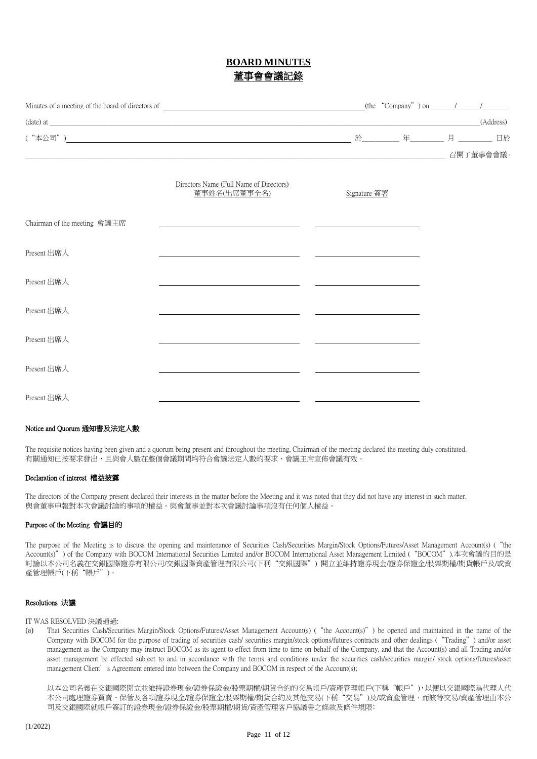# BOARD MINUTES
# 董事會會議記錄

Minutes of a meeting of the board of directors of ______________________________ (the "Company") on ______/______/_______ (date) at ______________________________ (Address)

("本公司") ______________________________ 於_________ 年_________ 月 _________ 日於 ______________________________ 召開了董事會會議。

| | Directors Name (Full Name of Directors) 董事姓名(出席董事全名) | Signature 簽署 |
|---|---|---|
| Chairman of the meeting 會議主席 | | |
| Present 出席人 | | |
| Present 出席人 | | |
| Present 出席人 | | |
| Present 出席人 | | |
| Present 出席人 | | |
| Present 出席人 | | |

### Notice and Quorum 通知書及法定人數

The requisite notices having been given and a quorum being present and throughout the meeting, Chairman of the meeting declared the meeting duly constituted.
有關通知已按要求發出，且與會人數在整個會議期間均符合會議法定人數的要求，會議主席宣佈會議有效。

### Declaration of interest 權益披露

The directors of the Company present declared their interests in the matter before the Meeting and it was noted that they did not have any interest in such matter.
與會董事申報對本次會議討論的事項的權益。與會董事並對本次會議討論事項沒有任何個人權益。

### Purpose of the Meeting 會議目的

The purpose of the Meeting is to discuss the opening and maintenance of Securities Cash/Securities Margin/Stock Options/Futures/Asset Management Account(s) ("the Account(s)") of the Company with BOCOM International Securities Limited and/or BOCOM International Asset Management Limited ("BOCOM").本次會議的目的是討論以本公司名義在交銀國際證券有限公司/交銀國際資產管理有限公司(下稱"交銀國際") 開立並維持證券現金/證券保證金/股票期權/期貨帳戶及/或資產管理帳戶(下稱"帳戶")。

### Resolutions 決議

IT WAS RESOLVED 決議通過:

(a) That Securities Cash/Securities Margin/Stock Options/Futures/Asset Management Account(s) ("the Account(s)") be opened and maintained in the name of the Company with BOCOM for the purpose of trading of securities cash/ securities margin/stock options/futures contracts and other dealings ("Trading") and/or asset management as the Company may instruct BOCOM as its agent to effect from time to time on behalf of the Company, and that the Account(s) and all Trading and/or asset management be effected subject to and in accordance with the terms and conditions under the securities cash/securities margin/ stock options/futures/asset management Client's Agreement entered into between the Company and BOCOM in respect of the Account(s);

以本公司名義在交銀國際開立並維持證券現金/證券保證金/股票期權/期貨合約的交易帳戶/資產管理帳戶(下稱"帳戶")，以便以交銀國際為代理人代本公司處理證券買賣、保管及各項證券現金/證券保證金/股票期權/期貨合約及其他交易(下稱"交易")及/或資產管理，而該等交易/資產管理由本公司及交銀國際就帳戶簽訂的證券現金/證券保證金/股票期權/期貨/資產管理客戶協議書之條款及條件規限;

(1/2022)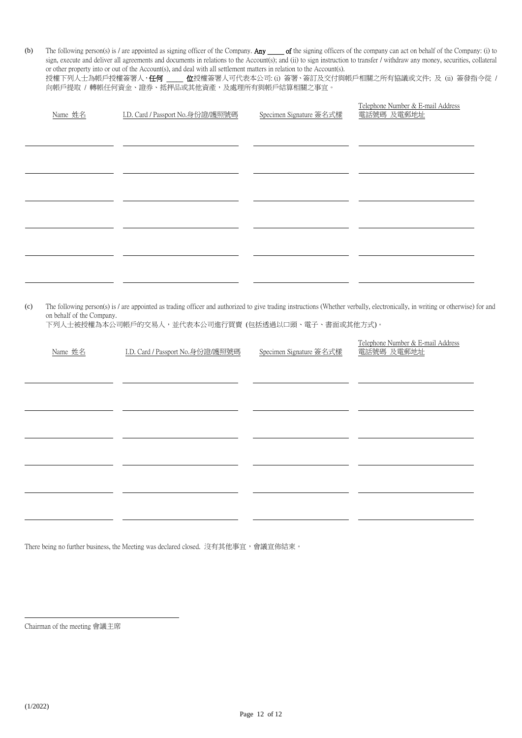(b) The following person(s) is / are appointed as signing officer of the Company. **Any _____ of** the signing officers of the company can act on behalf of the Company: (i) to sign, execute and deliver all agreements and documents in relations to the Account(s); and (ii) to sign instruction to transfer / withdraw any money, securities, collateral or other property into or out of the Account(s), and deal with all settlement matters in relation to the Account(s).
授權下列人士為帳戶授權簽署人，**任何 _____ 位**授權簽署人可代表本公司: (i) 簽署、簽訂及交付與帳戶相關之所有協議或文件; 及 (ii) 簽發指令從 / 向帳戶提取 / 轉帳任何資金、證券、抵押品或其他資產，及處理所有與帳戶結算相關之事宜。

| Name 姓名 | I.D. Card / Passport No.身份證/護照號碼 | Specimen Signature 簽名式樣 | Telephone Number & E-mail Address 電話號碼 及電郵地址 |
|---|---|---|---|
| | | | |
| | | | |
| | | | |
| | | | |
| | | | |
| | | | |

(c) The following person(s) is / are appointed as trading officer and authorized to give trading instructions (Whether verbally, electronically, in writing or otherwise) for and on behalf of the Company.
下列人士被授權為本公司帳戶的交易人，並代表本公司進行買賣 (包括透過以口頭、電子、書面或其他方式)。

| Name 姓名 | I.D. Card / Passport No.身份證/護照號碼 | Specimen Signature 簽名式樣 | Telephone Number & E-mail Address 電話號碼 及電郵地址 |
|---|---|---|---|
| | | | |
| | | | |
| | | | |
| | | | |
| | | | |
| | | | |

There being no further business, the Meeting was declared closed. 沒有其他事宜，會議宣佈結束。

\_\_\_\_\_\_\_\_\_\_\_\_\_\_\_\_\_\_\_\_\_\_\_\_\_\_\_\_\_\_

Chairman of the meeting 會議主席

(1/2022)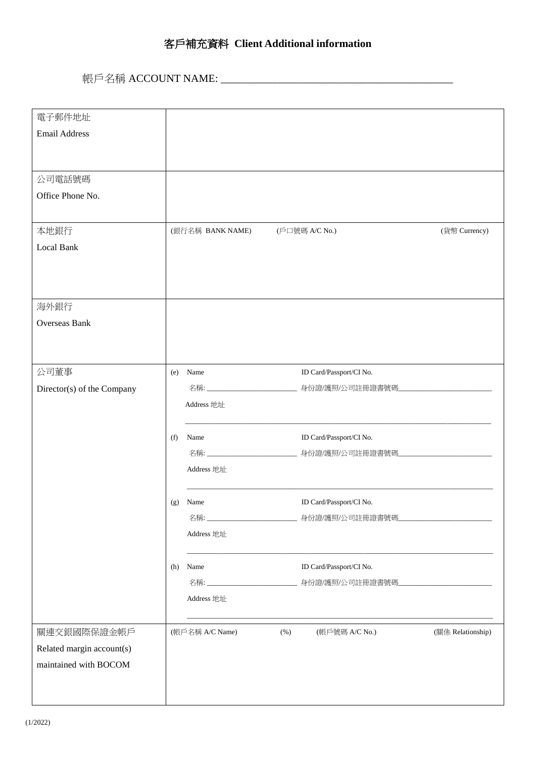# 客戶補充資料 Client Additional information

帳戶名稱 ACCOUNT NAME: ___________________________________________

| | |
|---|---|
| 電子郵件地址<br>Email Address | |
| 公司電話號碼<br>Office Phone No. | |
| 本地銀行<br>Local Bank | (銀行名稱 BANK NAME) (戶口號碼 A/C No.) (貨幣 Currency) |
| 海外銀行<br>Overseas Bank | |
| 公司董事<br>Director(s) of the Company | (e) Name ID Card/Passport/CI No.<br>名稱: ________________________ 身份證/護照/公司註冊證書號碼________________________<br>Address 地址<br>________________________________________________________________________________<br>(f) Name ID Card/Passport/CI No.<br>名稱: ________________________ 身份證/護照/公司註冊證書號碼________________________<br>Address 地址<br>________________________________________________________________________________<br>(g) Name ID Card/Passport/CI No.<br>名稱: ________________________ 身份證/護照/公司註冊證書號碼________________________<br>Address 地址<br>________________________________________________________________________________<br>(h) Name ID Card/Passport/CI No.<br>名稱: ________________________ 身份證/護照/公司註冊證書號碼________________________<br>Address 地址<br>________________________________________________________________________________ |
| 關連交銀國際保證金帳戶<br>Related margin account(s) maintained with BOCOM | (帳戶名稱 A/C Name) (%) (帳戶號碼 A/C No.) (關係 Relationship) |

(1/2022)